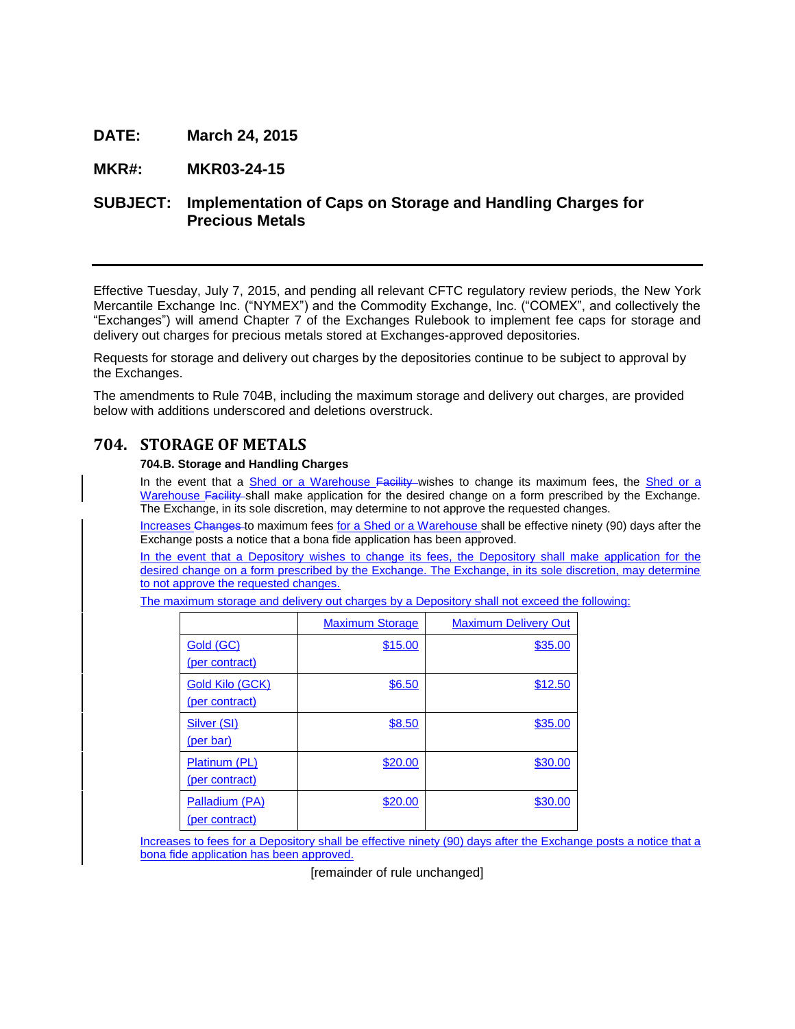**DATE:** March 24, 2015

**MKR#:** MKR03-24-15

**SUBJECT:** Implementation of Caps on Storage and Handling Charges for Precious Metals

---

Effective Tuesday, July 7, 2015, and pending all relevant CFTC regulatory review periods, the New York Mercantile Exchange Inc. ("NYMEX") and the Commodity Exchange, Inc. ("COMEX", and collectively the "Exchanges") will amend Chapter 7 of the Exchanges Rulebook to implement fee caps for storage and delivery out charges for precious metals stored at Exchanges-approved depositories.

Requests for storage and delivery out charges by the depositories continue to be subject to approval by the Exchanges.

The amendments to Rule 704B, including the maximum storage and delivery out charges, are provided below with additions underscored and deletions overstruck.

## 704. STORAGE OF METALS

**704.B. Storage and Handling Charges**

In the event that a <u>Shed or a Warehouse</u> ~~Facility~~ wishes to change its maximum fees, the <u>Shed or a Warehouse</u> ~~Facility~~ shall make application for the desired change on a form prescribed by the Exchange. The Exchange, in its sole discretion, may determine to not approve the requested changes.

<u>Increases</u> ~~Changes~~ to maximum fees <u>for a Shed or a Warehouse</u> shall be effective ninety (90) days after the Exchange posts a notice that a bona fide application has been approved.

<u>In the event that a Depository wishes to change its fees, the Depository shall make application for the desired change on a form prescribed by the Exchange. The Exchange, in its sole discretion, may determine to not approve the requested changes.</u>

<u>The maximum storage and delivery out charges by a Depository shall not exceed the following:</u>

| | <u>Maximum Storage</u> | <u>Maximum Delivery Out</u> |
|---|---|---|
| <u>Gold (GC) (per contract)</u> | <u>$15.00</u> | <u>$35.00</u> |
| <u>Gold Kilo (GCK) (per contract)</u> | <u>$6.50</u> | <u>$12.50</u> |
| <u>Silver (SI) (per bar)</u> | <u>$8.50</u> | <u>$35.00</u> |
| <u>Platinum (PL) (per contract)</u> | <u>$20.00</u> | <u>$30.00</u> |
| <u>Palladium (PA) (per contract)</u> | <u>$20.00</u> | <u>$30.00</u> |

<u>Increases to fees for a Depository shall be effective ninety (90) days after the Exchange posts a notice that a bona fide application has been approved.</u>

[remainder of rule unchanged]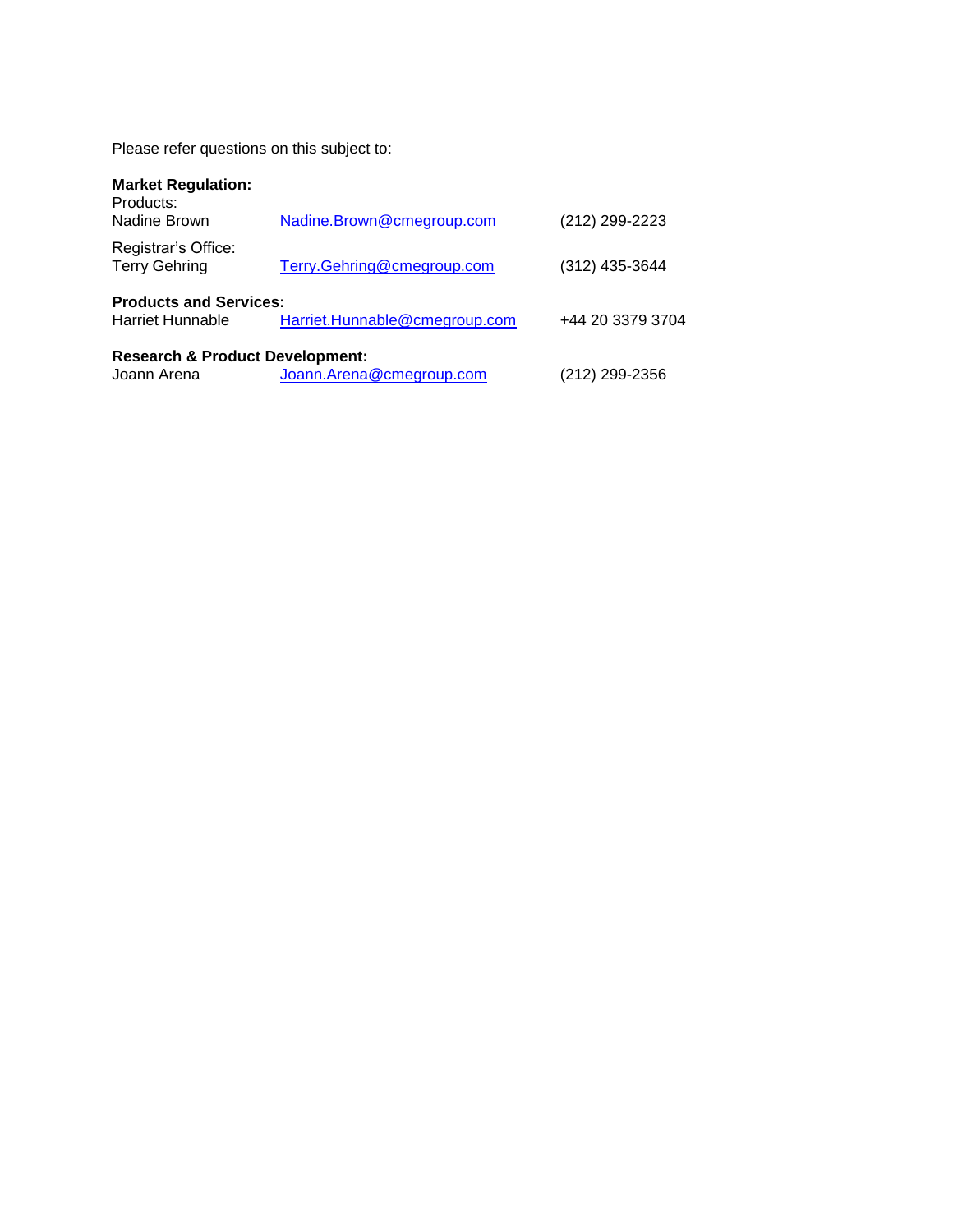Please refer questions on this subject to:

**Market Regulation:**

Products:

| | | |
|---|---|---|
| Nadine Brown | Nadine.Brown@cmegroup.com | (212) 299-2223 |

Registrar's Office:

| | | |
|---|---|---|
| Terry Gehring | Terry.Gehring@cmegroup.com | (312) 435-3644 |

**Products and Services:**

| | | |
|---|---|---|
| Harriet Hunnable | Harriet.Hunnable@cmegroup.com | +44 20 3379 3704 |

**Research & Product Development:**

| | | |
|---|---|---|
| Joann Arena | Joann.Arena@cmegroup.com | (212) 299-2356 |